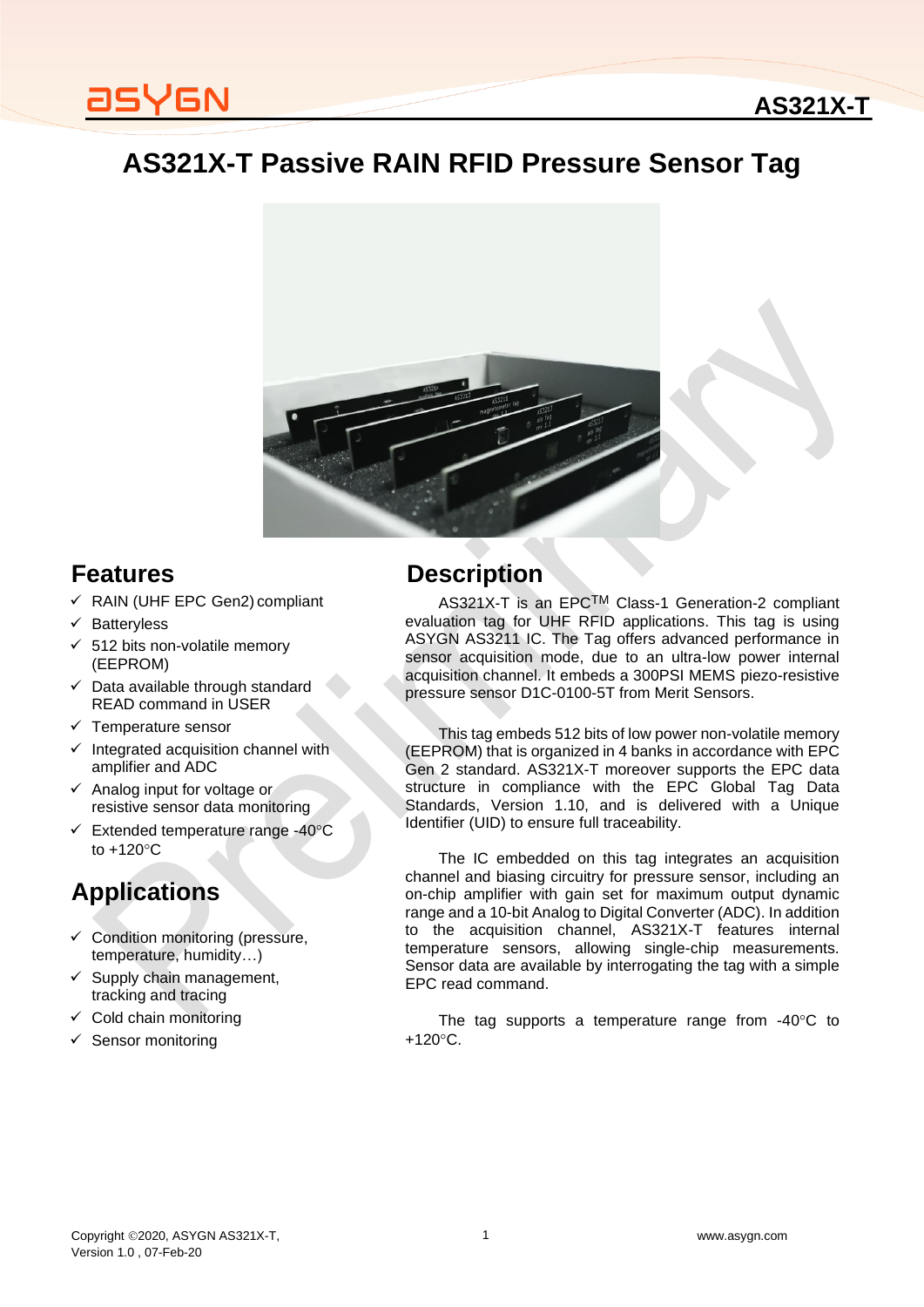# AS321X-T Passive RAIN RFID Pressure Sensor Tag

## Features

- ✓ RAIN (UHF EPC Gen2) compliant
- ✓ Batteryless
- ✓ 512 bits non-volatile memory (EEPROM)
- ✓ Data available through standard READ command in USER
- ✓ Temperature sensor
- ✓ Integrated acquisition channel with amplifier and ADC
- ✓ Analog input for voltage or resistive sensor data monitoring
- ✓ Extended temperature range -40°C to +120°C

## Applications

- ✓ Condition monitoring (pressure, temperature, humidity…)
- ✓ Supply chain management, tracking and tracing
- ✓ Cold chain monitoring
- ✓ Sensor monitoring

## Description

AS321X-T is an EPC™ Class-1 Generation-2 compliant evaluation tag for UHF RFID applications. This tag is using ASYGN AS3211 IC. The Tag offers advanced performance in sensor acquisition mode, due to an ultra-low power internal acquisition channel. It embeds a 300PSI MEMS piezo-resistive pressure sensor D1C-0100-5T from Merit Sensors.

This tag embeds 512 bits of low power non-volatile memory (EEPROM) that is organized in 4 banks in accordance with EPC Gen 2 standard. AS321X-T moreover supports the EPC data structure in compliance with the EPC Global Tag Data Standards, Version 1.10, and is delivered with a Unique Identifier (UID) to ensure full traceability.

The IC embedded on this tag integrates an acquisition channel and biasing circuitry for pressure sensor, including an on-chip amplifier with gain set for maximum output dynamic range and a 10-bit Analog to Digital Converter (ADC). In addition to the acquisition channel, AS321X-T features internal temperature sensors, allowing single-chip measurements. Sensor data are available by interrogating the tag with a simple EPC read command.

The tag supports a temperature range from -40°C to +120°C.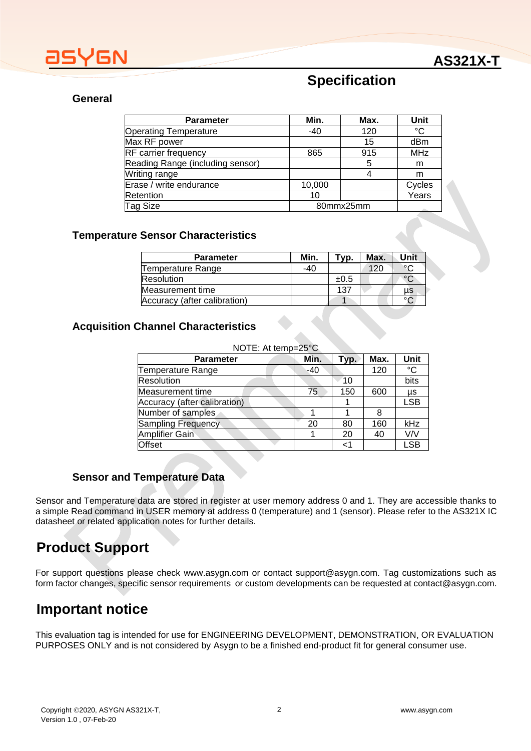## Specification

### General

| Parameter | Min. | Max. | Unit |
| --- | --- | --- | --- |
| Operating Temperature | -40 | 120 | °C |
| Max RF power | | 15 | dBm |
| RF carrier frequency | 865 | 915 | MHz |
| Reading Range (including sensor) | | 5 | m |
| Writing range | | 4 | m |
| Erase / write endurance | 10,000 | | Cycles |
| Retention | 10 | | Years |
| Tag Size | 80mmx25mm | | |

### Temperature Sensor Characteristics

| Parameter | Min. | Typ. | Max. | Unit |
| --- | --- | --- | --- | --- |
| Temperature Range | -40 | | 120 | °C |
| Resolution | | ±0.5 | | °C |
| Measurement time | | 137 | | µs |
| Accuracy (after calibration) | | 1 | | °C |

### Acquisition Channel Characteristics

NOTE: At temp=25°C

| Parameter | Min. | Typ. | Max. | Unit |
| --- | --- | --- | --- | --- |
| Temperature Range | -40 | | 120 | °C |
| Resolution | | 10 | | bits |
| Measurement time | 75 | 150 | 600 | µs |
| Accuracy (after calibration) | | 1 | | LSB |
| Number of samples | 1 | 1 | 8 | |
| Sampling Frequency | 20 | 80 | 160 | kHz |
| Amplifier Gain | 1 | 20 | 40 | V/V |
| Offset | | <1 | | LSB |

### Sensor and Temperature Data

Sensor and Temperature data are stored in register at user memory address 0 and 1. They are accessible thanks to a simple Read command in USER memory at address 0 (temperature) and 1 (sensor). Please refer to the AS321X IC datasheet or related application notes for further details.

## Product Support

For support questions please check www.asygn.com or contact support@asygn.com. Tag customizations such as form factor changes, specific sensor requirements or custom developments can be requested at contact@asygn.com.

## Important notice

This evaluation tag is intended for use for ENGINEERING DEVELOPMENT, DEMONSTRATION, OR EVALUATION PURPOSES ONLY and is not considered by Asygn to be a finished end-product fit for general consumer use.